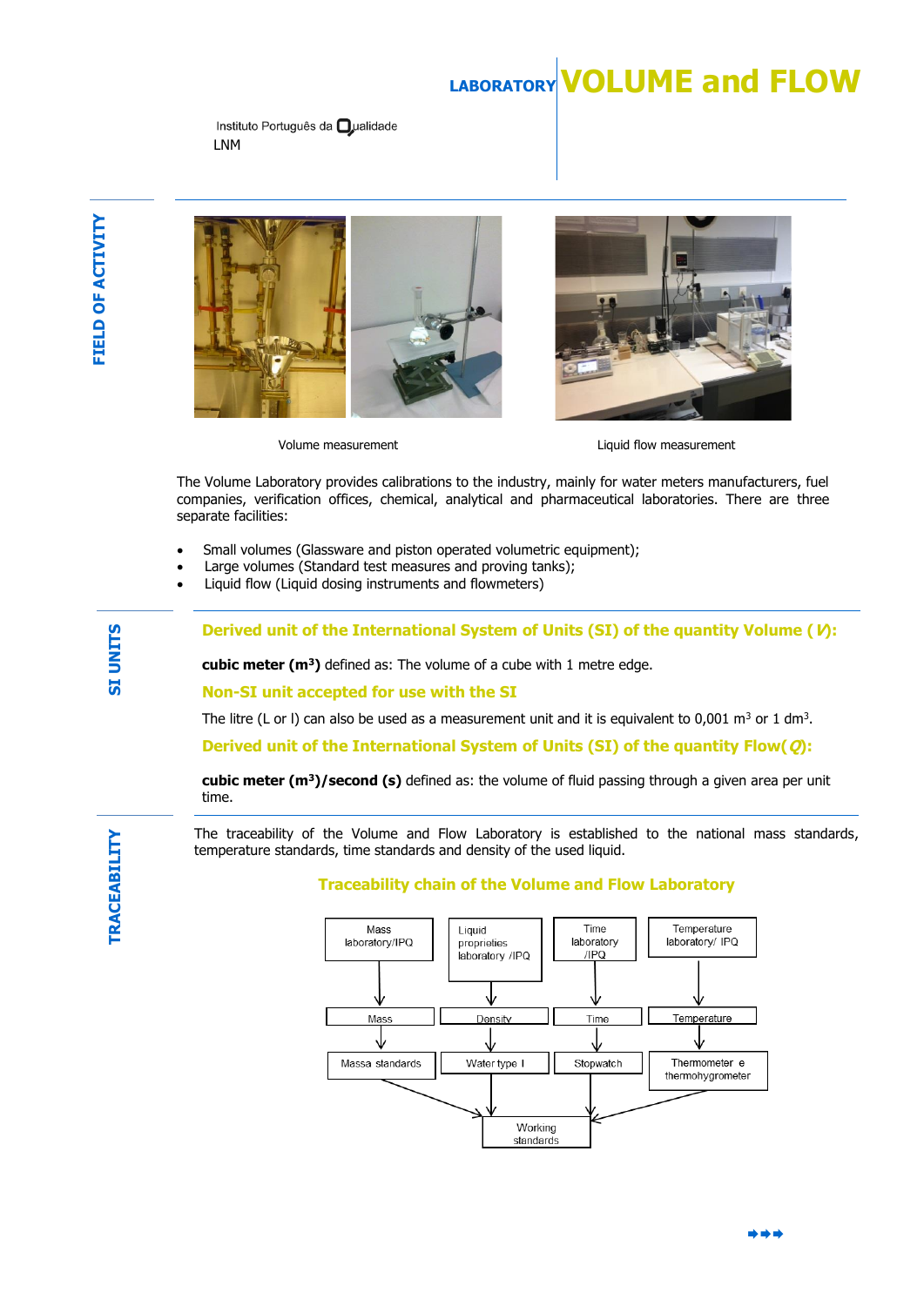# LABORATORY VOLUME and FLOW

Instituto Português da Qualidade
LNM

## FIELD OF ACTIVITY

Volume measurement

Liquid flow measurement

The Volume Laboratory provides calibrations to the industry, mainly for water meters manufacturers, fuel companies, verification offices, chemical, analytical and pharmaceutical laboratories. There are three separate facilities:

- Small volumes (Glassware and piston operated volumetric equipment);
- Large volumes (Standard test measures and proving tanks);
- Liquid flow (Liquid dosing instruments and flowmeters)

## SI UNITS

### Derived unit of the International System of Units (SI) of the quantity Volume (*V*):

**cubic meter ($m^3$)** defined as: The volume of a cube with 1 metre edge.

### Non-SI unit accepted for use with the SI

The litre (L or l) can also be used as a measurement unit and it is equivalent to 0,001 $m^3$ or 1 $dm^3$.

### Derived unit of the International System of Units (SI) of the quantity Flow(*Q*):

**cubic meter ($m^3$)/second (s)** defined as: the volume of fluid passing through a given area per unit time.

## TRACEABILITY

The traceability of the Volume and Flow Laboratory is established to the national mass standards, temperature standards, time standards and density of the used liquid.

### Traceability chain of the Volume and Flow Laboratory

- Mass laboratory/IPQ → Mass → Massa standards → Working standards
- Liquid proprieties laboratory /IPQ → Density → Water type I → Working standards
- Time laboratory /IPQ → Time → Stopwatch → Working standards
- Temperature laboratory/ IPQ → Temperature → Thermometer e thermohygrometer → Working standards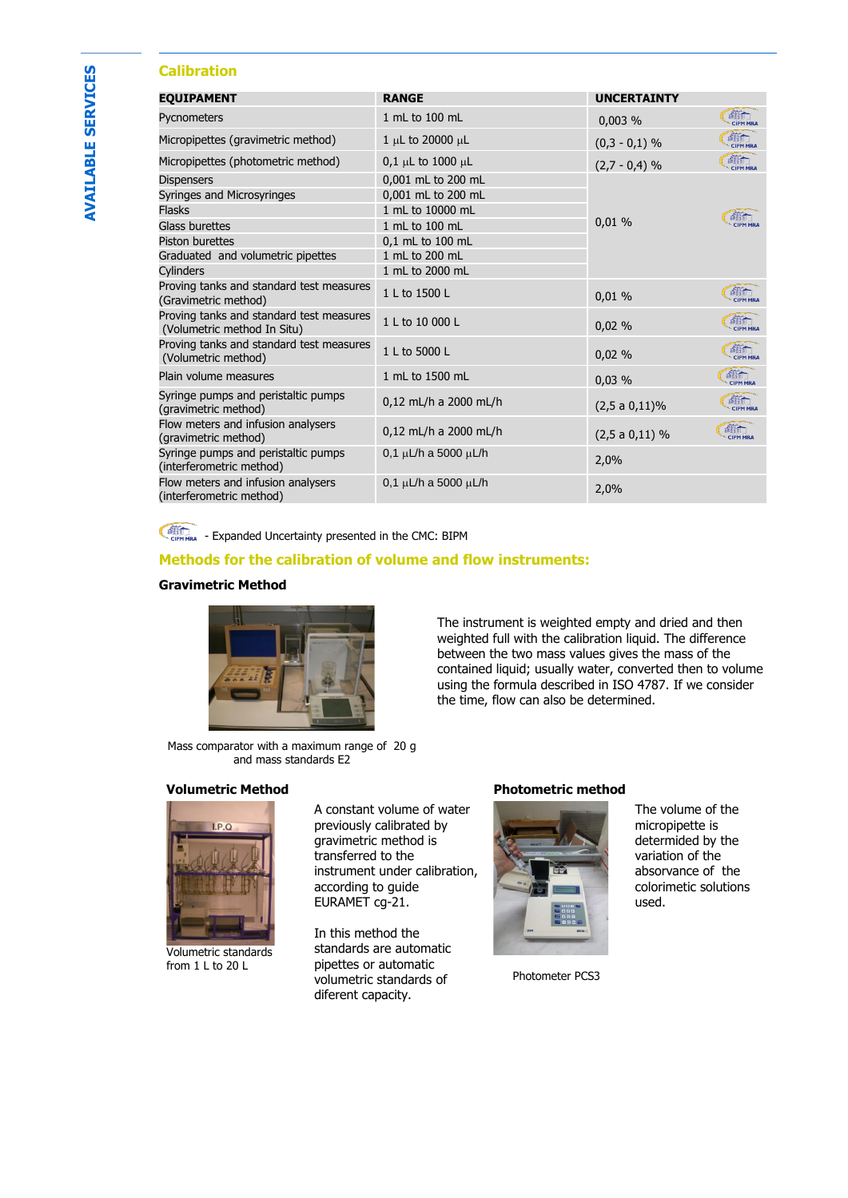AVAILABLE SERVICES

## Calibration

| EQUIPAMENT | RANGE | UNCERTAINTY | |
|---|---|---|---|
| Pycnometers | 1 mL to 100 mL | 0,003 % | CIPM MRA |
| Micropipettes (gravimetric method) | 1 µL to 20000 µL | (0,3 - 0,1) % | CIPM MRA |
| Micropipettes (photometric method) | 0,1 µL to 1000 µL | (2,7 - 0,4) % | CIPM MRA |
| Dispensers | 0,001 mL to 200 mL | 0,01 % | CIPM MRA |
| Syringes and Microsyringes | 0,001 mL to 200 mL | | |
| Flasks | 1 mL to 10000 mL | | |
| Glass burettes | 1 mL to 100 mL | | |
| Piston burettes | 0,1 mL to 100 mL | | |
| Graduated and volumetric pipettes | 1 mL to 200 mL | | |
| Cylinders | 1 mL to 2000 mL | | |
| Proving tanks and standard test measures (Gravimetric method) | 1 L to 1500 L | 0,01 % | CIPM MRA |
| Proving tanks and standard test measures (Volumetric method In Situ) | 1 L to 10 000 L | 0,02 % | CIPM MRA |
| Proving tanks and standard test measures (Volumetric method) | 1 L to 5000 L | 0,02 % | CIPM MRA |
| Plain volume measures | 1 mL to 1500 mL | 0,03 % | CIPM MRA |
| Syringe pumps and peristaltic pumps (gravimetric method) | 0,12 mL/h a 2000 mL/h | (2,5 a 0,11)% | CIPM MRA |
| Flow meters and infusion analysers (gravimetric method) | 0,12 mL/h a 2000 mL/h | (2,5 a 0,11) % | CIPM MRA |
| Syringe pumps and peristaltic pumps (interferometric method) | 0,1 µL/h a 5000 µL/h | 2,0% | |
| Flow meters and infusion analysers (interferometric method) | 0,1 µL/h a 5000 µL/h | 2,0% | |

CIPM MRA - Expanded Uncertainty presented in the CMC: BIPM

## Methods for the calibration of volume and flow instruments:

### Gravimetric Method

Mass comparator with a maximum range of 20 g and mass standards E2

The instrument is weighted empty and dried and then weighted full with the calibration liquid. The difference between the two mass values gives the mass of the contained liquid; usually water, converted then to volume using the formula described in ISO 4787. If we consider the time, flow can also be determined.

### Volumetric Method

Volumetric standards from 1 L to 20 L

A constant volume of water previously calibrated by gravimetric method is transferred to the instrument under calibration, according to guide EURAMET cg-21.

In this method the standards are automatic pipettes or automatic volumetric standards of diferent capacity.

### Photometric method

Photometer PCS3

The volume of the micropipette is determined by the variation of the absorvance of the colorimetic solutions used.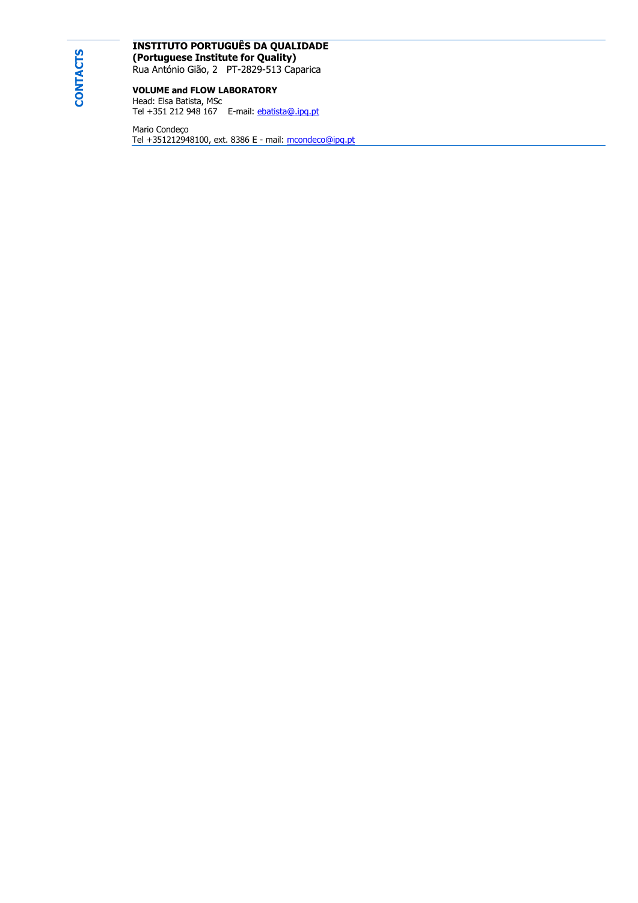## CONTACTS

**INSTITUTO PORTUGUÊS DA QUALIDADE**
**(Portuguese Institute for Quality)**
Rua António Gião, 2 PT-2829-513 Caparica

**VOLUME and FLOW LABORATORY**
Head: Elsa Batista, MSc
Tel +351 212 948 167 E-mail: ebatista@.ipq.pt

Mario Condeço
Tel +351212948100, ext. 8386 E - mail: mcondeco@ipq.pt